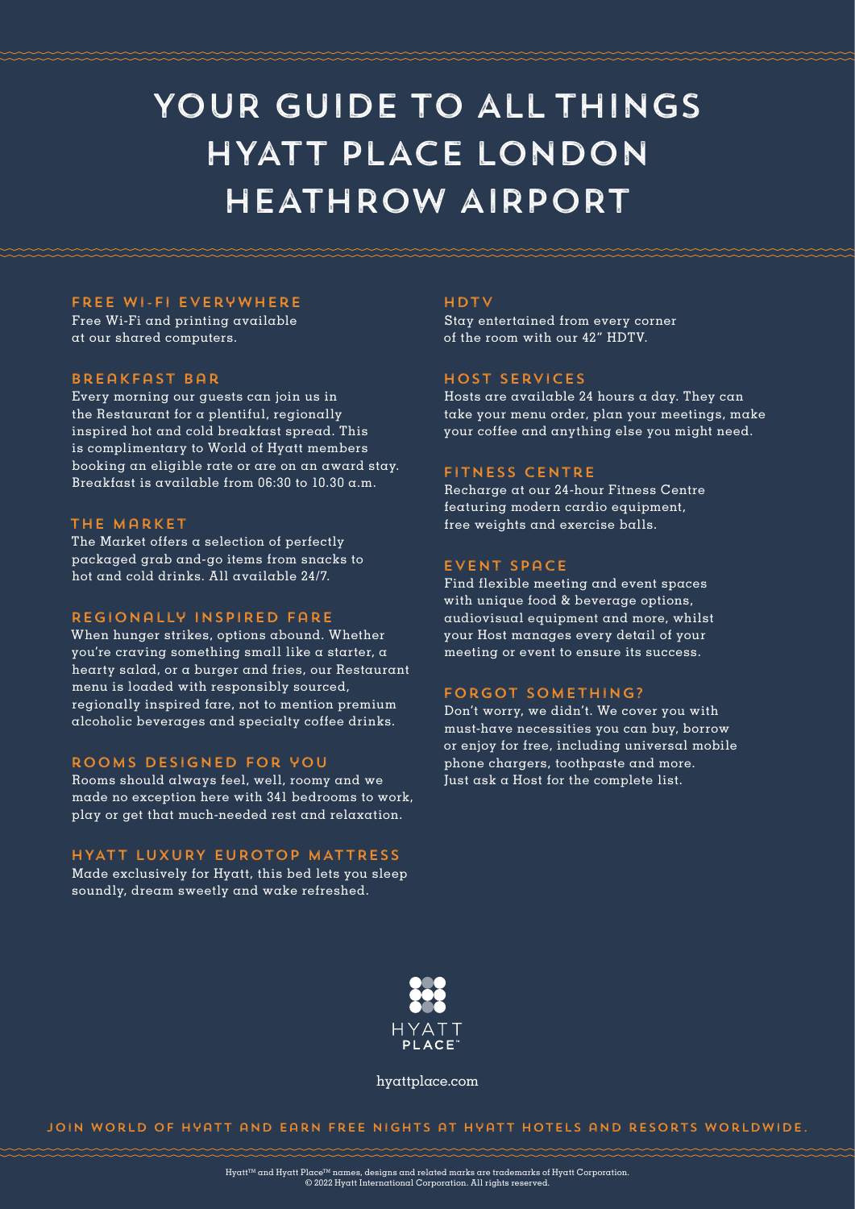# YOUR GUIDE TO ALL THINGS HYATT PLACE LONDON HEATHROW AIRPORT

### FREE WI-FI EVERYWHERE

Free Wi-Fi and printing available at our shared computers.

### BREAKFAST BAR

Every morning our guests can join us in the Restaurant for a plentiful, regionally inspired hot and cold breakfast spread. This is complimentary to World of Hyatt members booking an eligible rate or are on an award stay. Breakfast is available from 06:30 to 10.30 a.m.

### THE MARKET

The Market offers a selection of perfectly packaged grab and-go items from snacks to hot and cold drinks. All available 24/7.

### REGIONALLY INSPIRED FARE

When hunger strikes, options abound. Whether you're craving something small like a starter, a hearty salad, or a burger and fries, our Restaurant menu is loaded with responsibly sourced, regionally inspired fare, not to mention premium alcoholic beverages and specialty coffee drinks.

### ROOMS DESIGNED FOR YOU

Rooms should always feel, well, roomy and we made no exception here with 341 bedrooms to work, play or get that much-needed rest and relaxation.

### HYATT LUXURY EUROTOP MATTRESS

Made exclusively for Hyatt, this bed lets you sleep soundly, dream sweetly and wake refreshed.

### HDTV

Stay entertained from every corner of the room with our 42" HDTV.

### HOST SERVICES

Hosts are available 24 hours a day. They can take your menu order, plan your meetings, make your coffee and anything else you might need.

### FITNESS CENTRE

Recharge at our 24-hour Fitness Centre featuring modern cardio equipment, free weights and exercise balls.

### EVENT SPACE

Find flexible meeting and event spaces with unique food & beverage options, audiovisual equipment and more, whilst your Host manages every detail of your meeting or event to ensure its success.

### FORGOT SOMETHING?

Don't worry, we didn't. We cover you with must-have necessities you can buy, borrow or enjoy for free, including universal mobile phone chargers, toothpaste and more. Just ask a Host for the complete list.

HYATT PLACE™

hyattplace.com

**JOIN WORLD OF HYATT AND EARN FREE NIGHTS AT HYATT HOTELS AND RESORTS WORLDWIDE.**

Hyatt™ and Hyatt Place™ names, designs and related marks are trademarks of Hyatt Corporation.
© 2022 Hyatt International Corporation. All rights reserved.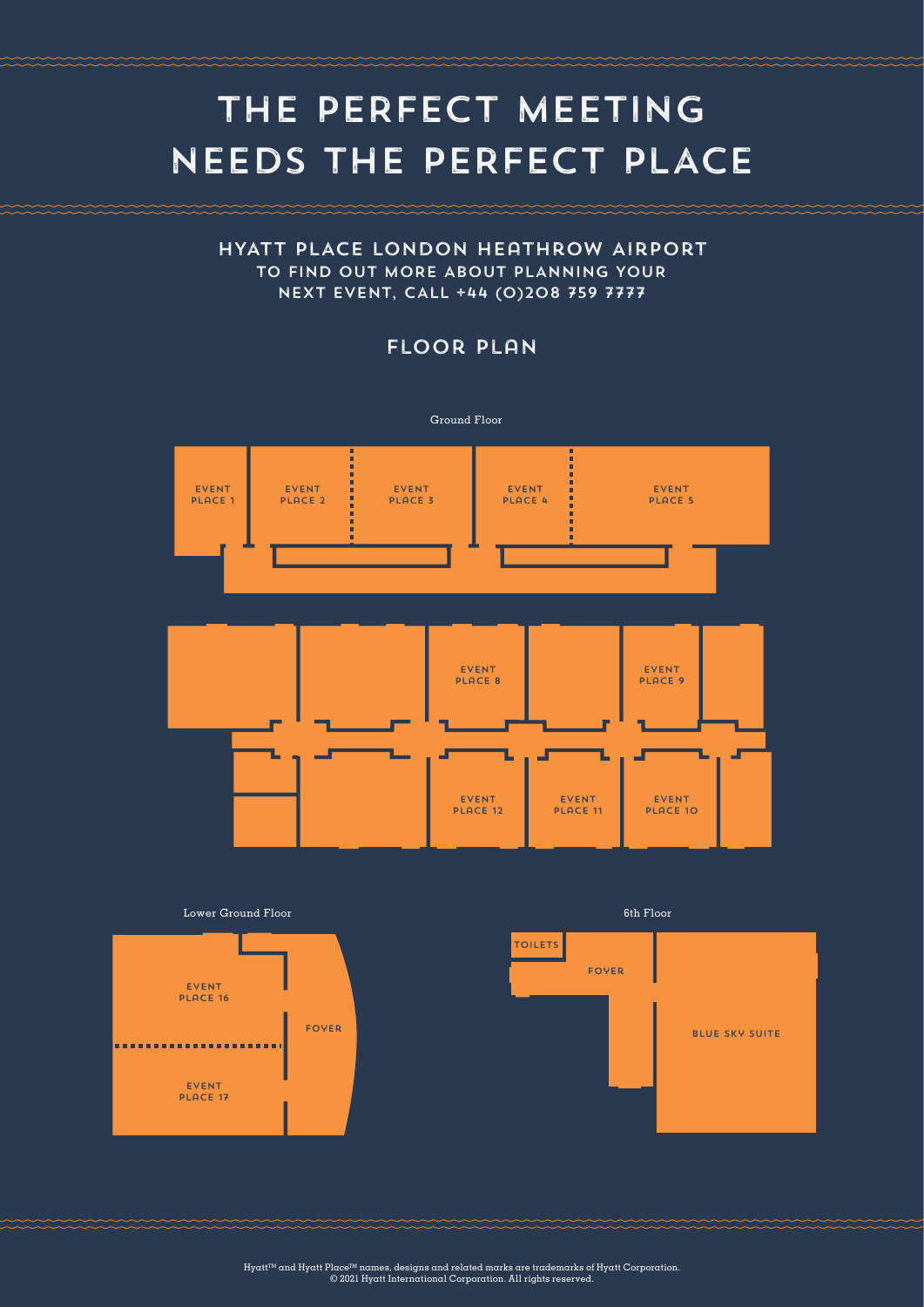# THE PERFECT MEETING NEEDS THE PERFECT PLACE

## HYATT PLACE LONDON HEATHROW AIRPORT

**TO FIND OUT MORE ABOUT PLANNING YOUR NEXT EVENT, CALL +44 (0)208 759 7777**

## FLOOR PLAN

Ground Floor

EVENT PLACE 1

EVENT PLACE 2

EVENT PLACE 3

EVENT PLACE 4

EVENT PLACE 5

EVENT PLACE 8

EVENT PLACE 9

EVENT PLACE 12

EVENT PLACE 11

EVENT PLACE 10

Lower Ground Floor

EVENT PLACE 16

EVENT PLACE 17

FOYER

6th Floor

TOILETS

FOYER

BLUE SKY SUITE

Hyatt™ and Hyatt Place™ names, designs and related marks are trademarks of Hyatt Corporation.
© 2021 Hyatt International Corporation. All rights reserved.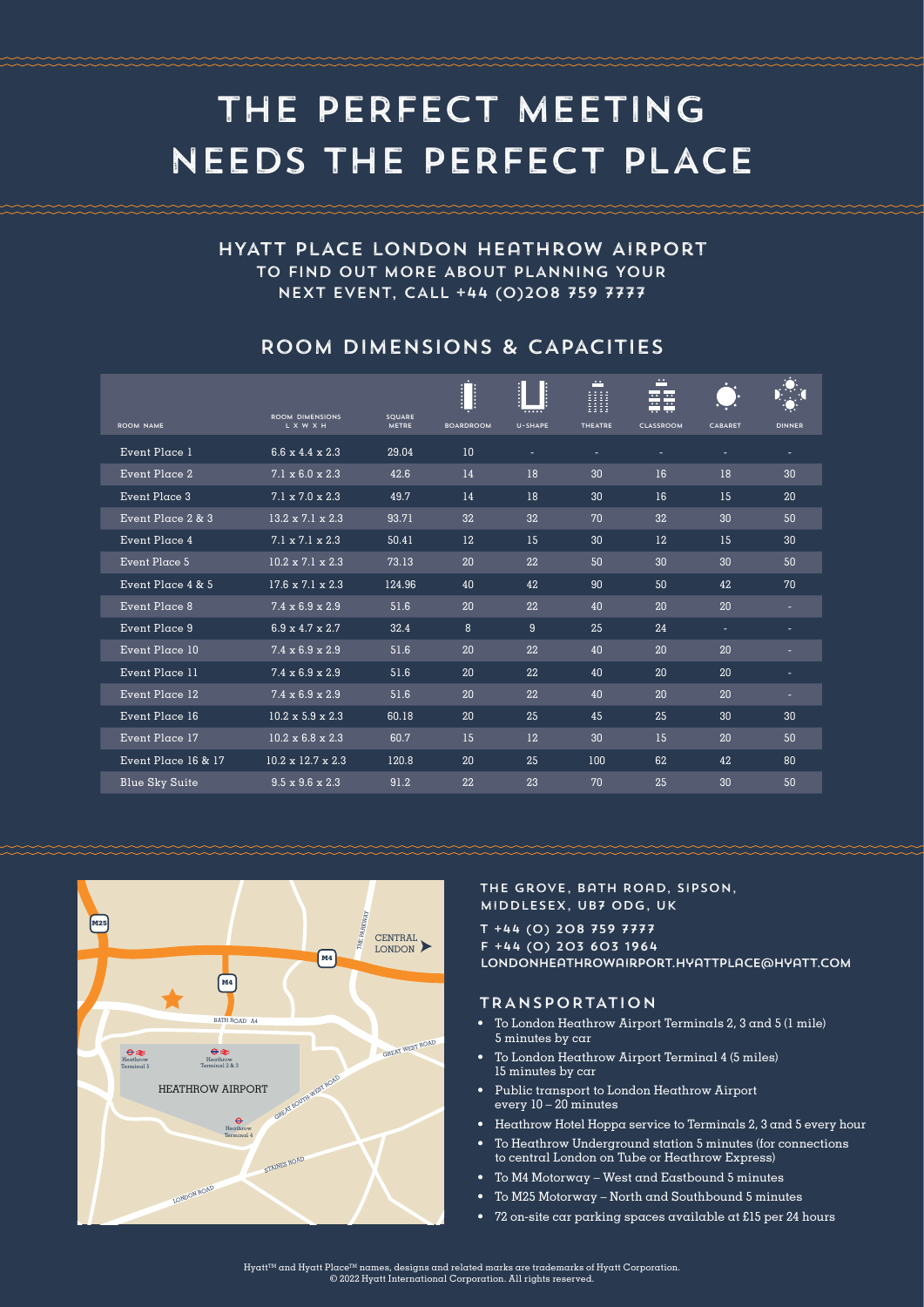# THE PERFECT MEETING NEEDS THE PERFECT PLACE

### HYATT PLACE LONDON HEATHROW AIRPORT
### TO FIND OUT MORE ABOUT PLANNING YOUR NEXT EVENT, CALL +44 (0)208 759 7777

## ROOM DIMENSIONS & CAPACITIES

| ROOM NAME | ROOM DIMENSIONS L X W X H | SQUARE METRE | BOARDROOM | U-SHAPE | THEATRE | CLASSROOM | CABARET | DINNER |
|---|---|---|---|---|---|---|---|---|
| Event Place 1 | 6.6 x 4.4 x 2.3 | 29.04 | 10 | - | - | - | - | - |
| Event Place 2 | 7.1 x 6.0 x 2.3 | 42.6 | 14 | 18 | 30 | 16 | 18 | 30 |
| Event Place 3 | 7.1 x 7.0 x 2.3 | 49.7 | 14 | 18 | 30 | 16 | 15 | 20 |
| Event Place 2 & 3 | 13.2 x 7.1 x 2.3 | 93.71 | 32 | 32 | 70 | 32 | 30 | 50 |
| Event Place 4 | 7.1 x 7.1 x 2.3 | 50.41 | 12 | 15 | 30 | 12 | 15 | 30 |
| Event Place 5 | 10.2 x 7.1 x 2.3 | 73.13 | 20 | 22 | 50 | 30 | 30 | 50 |
| Event Place 4 & 5 | 17.6 x 7.1 x 2.3 | 124.96 | 40 | 42 | 90 | 50 | 42 | 70 |
| Event Place 8 | 7.4 x 6.9 x 2.9 | 51.6 | 20 | 22 | 40 | 20 | 20 | - |
| Event Place 9 | 6.9 x 4.7 x 2.7 | 32.4 | 8 | 9 | 25 | 24 | - | - |
| Event Place 10 | 7.4 x 6.9 x 2.9 | 51.6 | 20 | 22 | 40 | 20 | 20 | - |
| Event Place 11 | 7.4 x 6.9 x 2.9 | 51.6 | 20 | 22 | 40 | 20 | 20 | - |
| Event Place 12 | 7.4 x 6.9 x 2.9 | 51.6 | 20 | 22 | 40 | 20 | 20 | - |
| Event Place 16 | 10.2 x 5.9 x 2.3 | 60.18 | 20 | 25 | 45 | 25 | 30 | 30 |
| Event Place 17 | 10.2 x 6.8 x 2.3 | 60.7 | 15 | 12 | 30 | 15 | 20 | 50 |
| Event Place 16 & 17 | 10.2 x 12.7 x 2.3 | 120.8 | 20 | 25 | 100 | 62 | 42 | 80 |
| Blue Sky Suite | 9.5 x 9.6 x 2.3 | 91.2 | 22 | 23 | 70 | 25 | 30 | 50 |

M25
M4
THE PARKWAY
CENTRAL LONDON
BATH ROAD A4
GREAT WEST ROAD
Heathrow Terminal 5
Heathrow Terminal 2 & 3
HEATHROW AIRPORT
GREAT SOUTH-WEST ROAD
Heathrow Terminal 4
STAINES ROAD
LONDON ROAD

**THE GROVE, BATH ROAD, SIPSON, MIDDLESEX, UB7 0DG, UK**

**T +44 (0) 208 759 7777**
**F +44 (0) 203 603 1964**
**LONDONHEATHROWAIRPORT.HYATTPLACE@HYATT.COM**

## TRANSPORTATION

- To London Heathrow Airport Terminals 2, 3 and 5 (1 mile) 5 minutes by car
- To London Heathrow Airport Terminal 4 (5 miles) 15 minutes by car
- Public transport to London Heathrow Airport every 10 – 20 minutes
- Heathrow Hotel Hoppa service to Terminals 2, 3 and 5 every hour
- To Heathrow Underground station 5 minutes (for connections to central London on Tube or Heathrow Express)
- To M4 Motorway – West and Eastbound 5 minutes
- To M25 Motorway – North and Southbound 5 minutes
- 72 on-site car parking spaces available at £15 per 24 hours

Hyatt™ and Hyatt Place™ names, designs and related marks are trademarks of Hyatt Corporation.
© 2022 Hyatt International Corporation. All rights reserved.